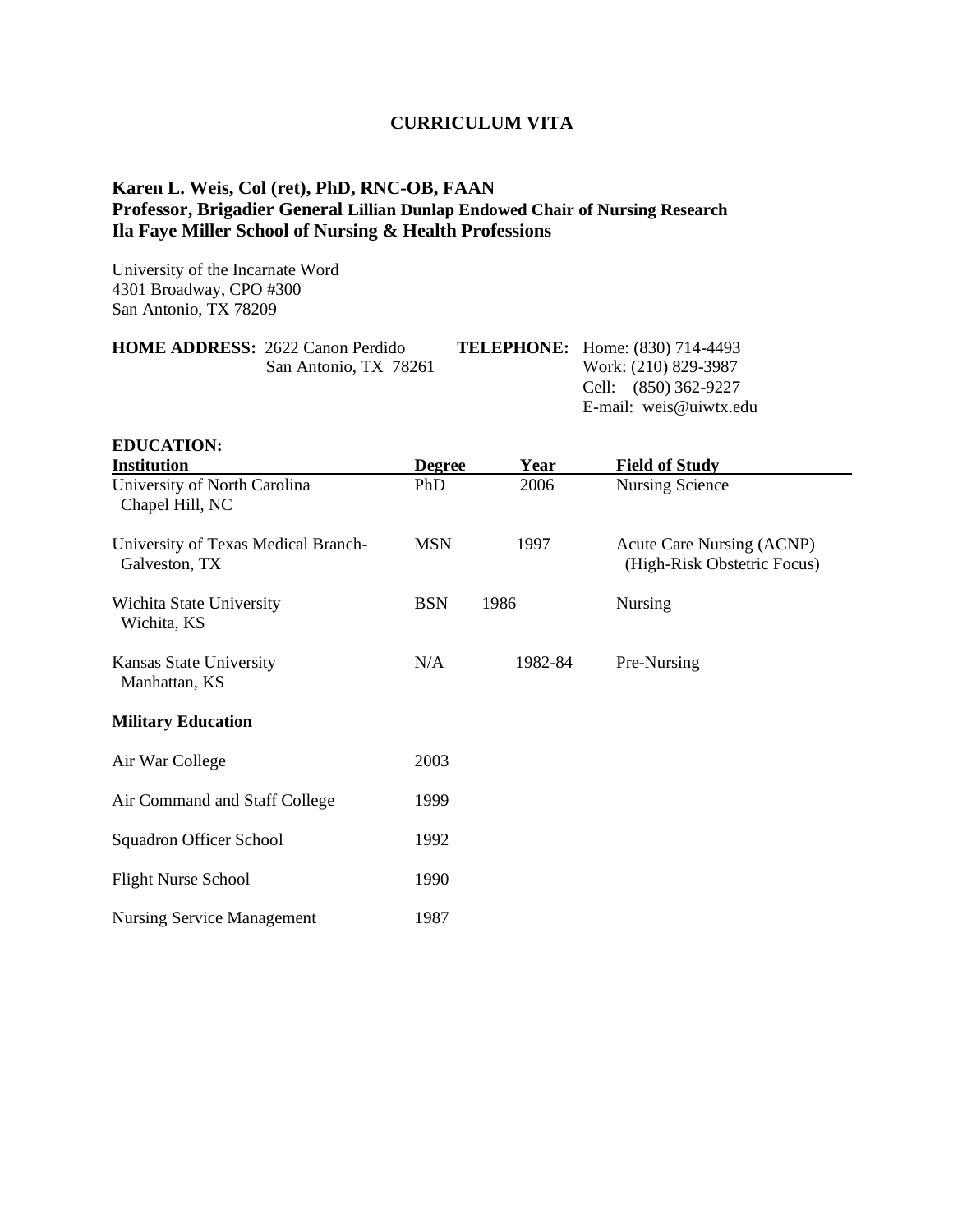# CURRICULUM VITA

**Karen L. Weis, Col (ret), PhD, RNC-OB, FAAN**
**Professor, Brigadier General Lillian Dunlap Endowed Chair of Nursing Research**
**Ila Faye Miller School of Nursing & Health Professions**

University of the Incarnate Word
4301 Broadway, CPO #300
San Antonio, TX 78209

**HOME ADDRESS:** 2622 Canon Perdido
San Antonio, TX 78261

**TELEPHONE:** Home: (830) 714-4493
Work: (210) 829-3987
Cell: (850) 362-9227
E-mail: weis@uiwtx.edu

**EDUCATION:**

| Institution | Degree | Year | Field of Study |
|---|---|---|---|
| University of North Carolina<br>Chapel Hill, NC | PhD | 2006 | Nursing Science |
| University of Texas Medical Branch-<br>Galveston, TX | MSN | 1997 | Acute Care Nursing (ACNP)<br>(High-Risk Obstetric Focus) |
| Wichita State University<br>Wichita, KS | BSN | 1986 | Nursing |
| Kansas State University<br>Manhattan, KS | N/A | 1982-84 | Pre-Nursing |

**Military Education**

| | |
|---|---|
| Air War College | 2003 |
| Air Command and Staff College | 1999 |
| Squadron Officer School | 1992 |
| Flight Nurse School | 1990 |
| Nursing Service Management | 1987 |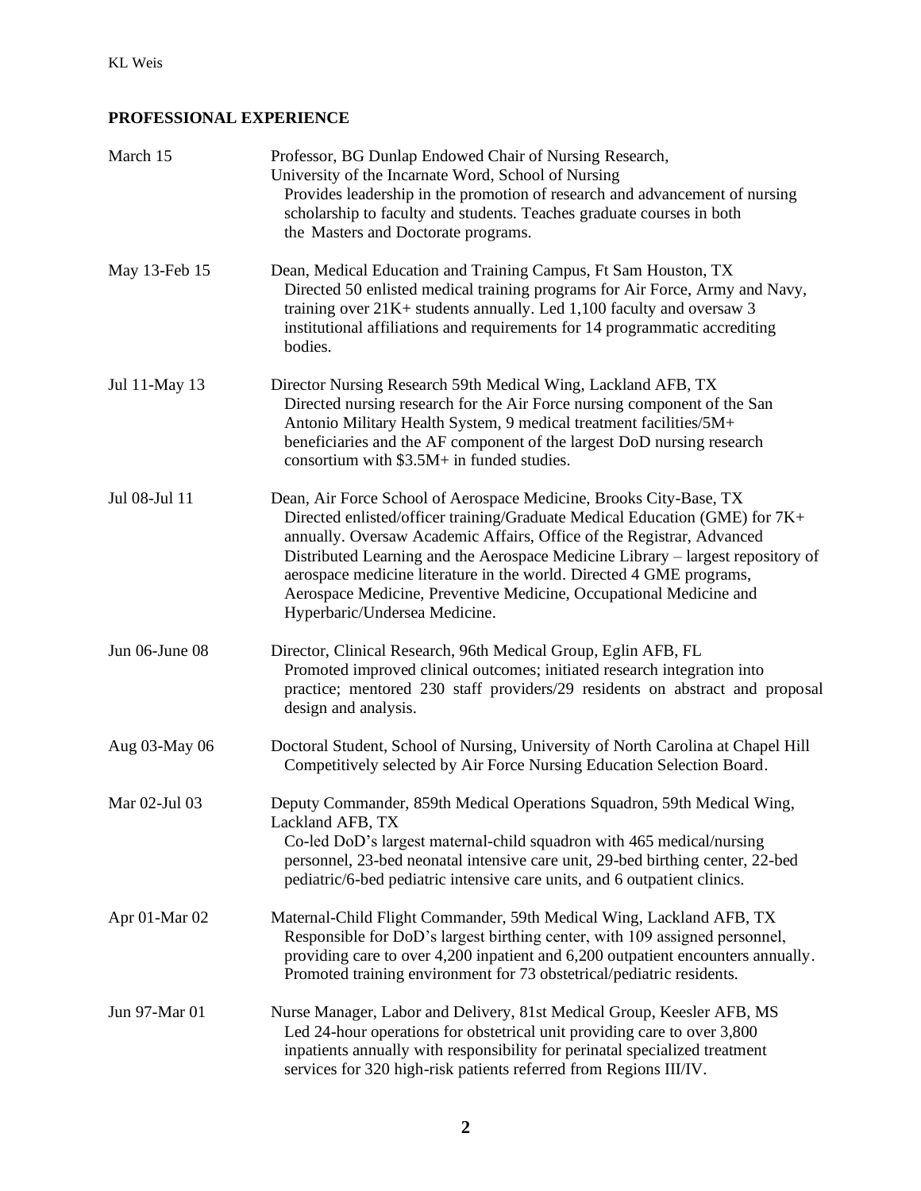## PROFESSIONAL EXPERIENCE

**March 15** — Professor, BG Dunlap Endowed Chair of Nursing Research, University of the Incarnate Word, School of Nursing
Provides leadership in the promotion of research and advancement of nursing scholarship to faculty and students. Teaches graduate courses in both the Masters and Doctorate programs.

**May 13-Feb 15** — Dean, Medical Education and Training Campus, Ft Sam Houston, TX
Directed 50 enlisted medical training programs for Air Force, Army and Navy, training over 21K+ students annually. Led 1,100 faculty and oversaw 3 institutional affiliations and requirements for 14 programmatic accrediting bodies.

**Jul 11-May 13** — Director Nursing Research 59th Medical Wing, Lackland AFB, TX
Directed nursing research for the Air Force nursing component of the San Antonio Military Health System, 9 medical treatment facilities/5M+ beneficiaries and the AF component of the largest DoD nursing research consortium with $3.5M+ in funded studies.

**Jul 08-Jul 11** — Dean, Air Force School of Aerospace Medicine, Brooks City-Base, TX
Directed enlisted/officer training/Graduate Medical Education (GME) for 7K+ annually. Oversaw Academic Affairs, Office of the Registrar, Advanced Distributed Learning and the Aerospace Medicine Library – largest repository of aerospace medicine literature in the world. Directed 4 GME programs, Aerospace Medicine, Preventive Medicine, Occupational Medicine and Hyperbaric/Undersea Medicine.

**Jun 06-June 08** — Director, Clinical Research, 96th Medical Group, Eglin AFB, FL
Promoted improved clinical outcomes; initiated research integration into practice; mentored 230 staff providers/29 residents on abstract and proposal design and analysis.

**Aug 03-May 06** — Doctoral Student, School of Nursing, University of North Carolina at Chapel Hill
Competitively selected by Air Force Nursing Education Selection Board.

**Mar 02-Jul 03** — Deputy Commander, 859th Medical Operations Squadron, 59th Medical Wing, Lackland AFB, TX
Co-led DoD's largest maternal-child squadron with 465 medical/nursing personnel, 23-bed neonatal intensive care unit, 29-bed birthing center, 22-bed pediatric/6-bed pediatric intensive care units, and 6 outpatient clinics.

**Apr 01-Mar 02** — Maternal-Child Flight Commander, 59th Medical Wing, Lackland AFB, TX
Responsible for DoD's largest birthing center, with 109 assigned personnel, providing care to over 4,200 inpatient and 6,200 outpatient encounters annually. Promoted training environment for 73 obstetrical/pediatric residents.

**Jun 97-Mar 01** — Nurse Manager, Labor and Delivery, 81st Medical Group, Keesler AFB, MS
Led 24-hour operations for obstetrical unit providing care to over 3,800 inpatients annually with responsibility for perinatal specialized treatment services for 320 high-risk patients referred from Regions III/IV.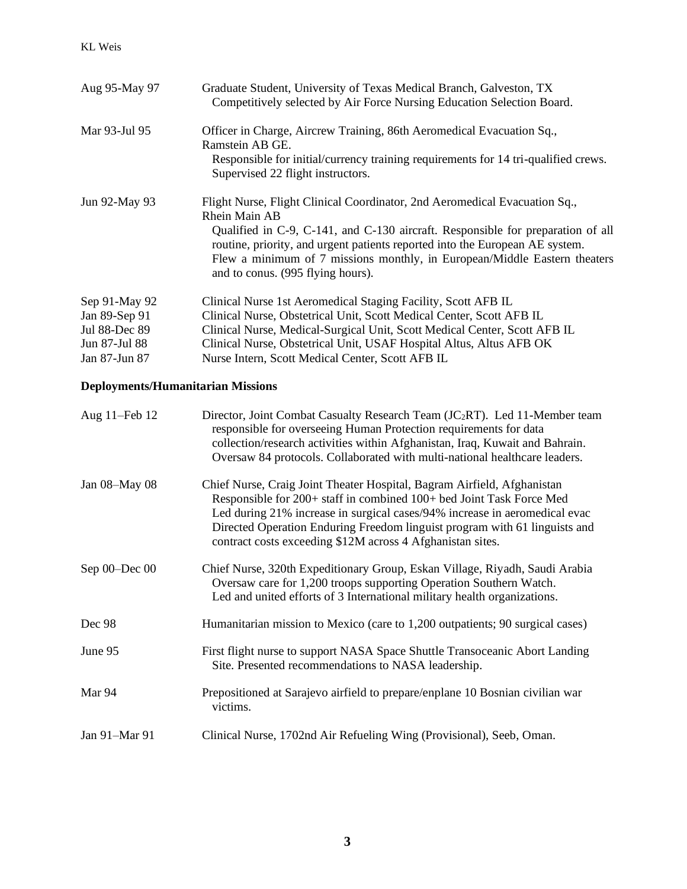| | |
|---|---|
| Aug 95-May 97 | Graduate Student, University of Texas Medical Branch, Galveston, TX<br>Competitively selected by Air Force Nursing Education Selection Board. |
| Mar 93-Jul 95 | Officer in Charge, Aircrew Training, 86th Aeromedical Evacuation Sq., Ramstein AB GE.<br>Responsible for initial/currency training requirements for 14 tri-qualified crews. Supervised 22 flight instructors. |
| Jun 92-May 93 | Flight Nurse, Flight Clinical Coordinator, 2nd Aeromedical Evacuation Sq., Rhein Main AB<br>Qualified in C-9, C-141, and C-130 aircraft. Responsible for preparation of all routine, priority, and urgent patients reported into the European AE system. Flew a minimum of 7 missions monthly, in European/Middle Eastern theaters and to conus. (995 flying hours). |
| Sep 91-May 92 | Clinical Nurse 1st Aeromedical Staging Facility, Scott AFB IL |
| Jan 89-Sep 91 | Clinical Nurse, Obstetrical Unit, Scott Medical Center, Scott AFB IL |
| Jul 88-Dec 89 | Clinical Nurse, Medical-Surgical Unit, Scott Medical Center, Scott AFB IL |
| Jun 87-Jul 88 | Clinical Nurse, Obstetrical Unit, USAF Hospital Altus, Altus AFB OK |
| Jan 87-Jun 87 | Nurse Intern, Scott Medical Center, Scott AFB IL |

**Deployments/Humanitarian Missions**

| | |
|---|---|
| Aug 11–Feb 12 | Director, Joint Combat Casualty Research Team (JC$_2$RT). Led 11-Member team responsible for overseeing Human Protection requirements for data collection/research activities within Afghanistan, Iraq, Kuwait and Bahrain. Oversaw 84 protocols. Collaborated with multi-national healthcare leaders. |
| Jan 08–May 08 | Chief Nurse, Craig Joint Theater Hospital, Bagram Airfield, Afghanistan<br>Responsible for 200+ staff in combined 100+ bed Joint Task Force Med<br>Led during 21% increase in surgical cases/94% increase in aeromedical evac<br>Directed Operation Enduring Freedom linguist program with 61 linguists and contract costs exceeding $12M across 4 Afghanistan sites. |
| Sep 00–Dec 00 | Chief Nurse, 320th Expeditionary Group, Eskan Village, Riyadh, Saudi Arabia<br>Oversaw care for 1,200 troops supporting Operation Southern Watch.<br>Led and united efforts of 3 International military health organizations. |
| Dec 98 | Humanitarian mission to Mexico (care to 1,200 outpatients; 90 surgical cases) |
| June 95 | First flight nurse to support NASA Space Shuttle Transoceanic Abort Landing Site. Presented recommendations to NASA leadership. |
| Mar 94 | Prepositioned at Sarajevo airfield to prepare/enplane 10 Bosnian civilian war victims. |
| Jan 91–Mar 91 | Clinical Nurse, 1702nd Air Refueling Wing (Provisional), Seeb, Oman. |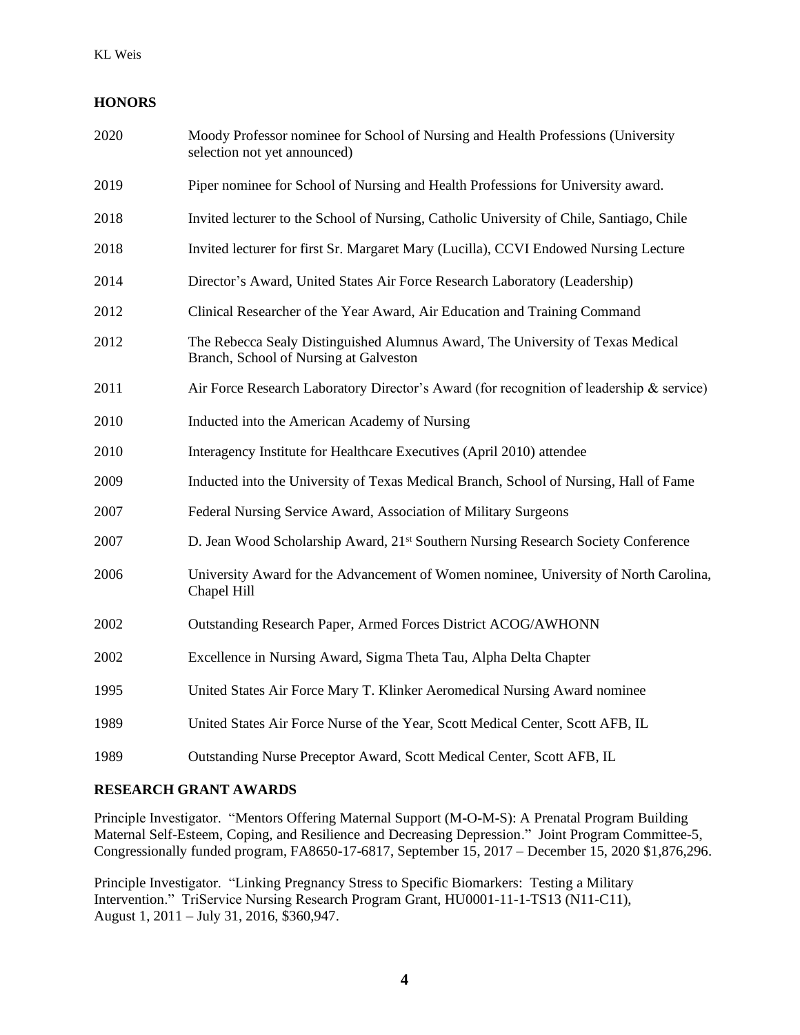## HONORS

| | |
|---|---|
| 2020 | Moody Professor nominee for School of Nursing and Health Professions (University selection not yet announced) |
| 2019 | Piper nominee for School of Nursing and Health Professions for University award. |
| 2018 | Invited lecturer to the School of Nursing, Catholic University of Chile, Santiago, Chile |
| 2018 | Invited lecturer for first Sr. Margaret Mary (Lucilla), CCVI Endowed Nursing Lecture |
| 2014 | Director's Award, United States Air Force Research Laboratory (Leadership) |
| 2012 | Clinical Researcher of the Year Award, Air Education and Training Command |
| 2012 | The Rebecca Sealy Distinguished Alumnus Award, The University of Texas Medical Branch, School of Nursing at Galveston |
| 2011 | Air Force Research Laboratory Director's Award (for recognition of leadership & service) |
| 2010 | Inducted into the American Academy of Nursing |
| 2010 | Interagency Institute for Healthcare Executives (April 2010) attendee |
| 2009 | Inducted into the University of Texas Medical Branch, School of Nursing, Hall of Fame |
| 2007 | Federal Nursing Service Award, Association of Military Surgeons |
| 2007 | D. Jean Wood Scholarship Award, 21st Southern Nursing Research Society Conference |
| 2006 | University Award for the Advancement of Women nominee, University of North Carolina, Chapel Hill |
| 2002 | Outstanding Research Paper, Armed Forces District ACOG/AWHONN |
| 2002 | Excellence in Nursing Award, Sigma Theta Tau, Alpha Delta Chapter |
| 1995 | United States Air Force Mary T. Klinker Aeromedical Nursing Award nominee |
| 1989 | United States Air Force Nurse of the Year, Scott Medical Center, Scott AFB, IL |
| 1989 | Outstanding Nurse Preceptor Award, Scott Medical Center, Scott AFB, IL |

## RESEARCH GRANT AWARDS

Principle Investigator. "Mentors Offering Maternal Support (M-O-M-S): A Prenatal Program Building Maternal Self-Esteem, Coping, and Resilience and Decreasing Depression." Joint Program Committee-5, Congressionally funded program, FA8650-17-6817, September 15, 2017 – December 15, 2020 $1,876,296.

Principle Investigator. "Linking Pregnancy Stress to Specific Biomarkers: Testing a Military Intervention." TriService Nursing Research Program Grant, HU0001-11-1-TS13 (N11-C11), August 1, 2011 – July 31, 2016, $360,947.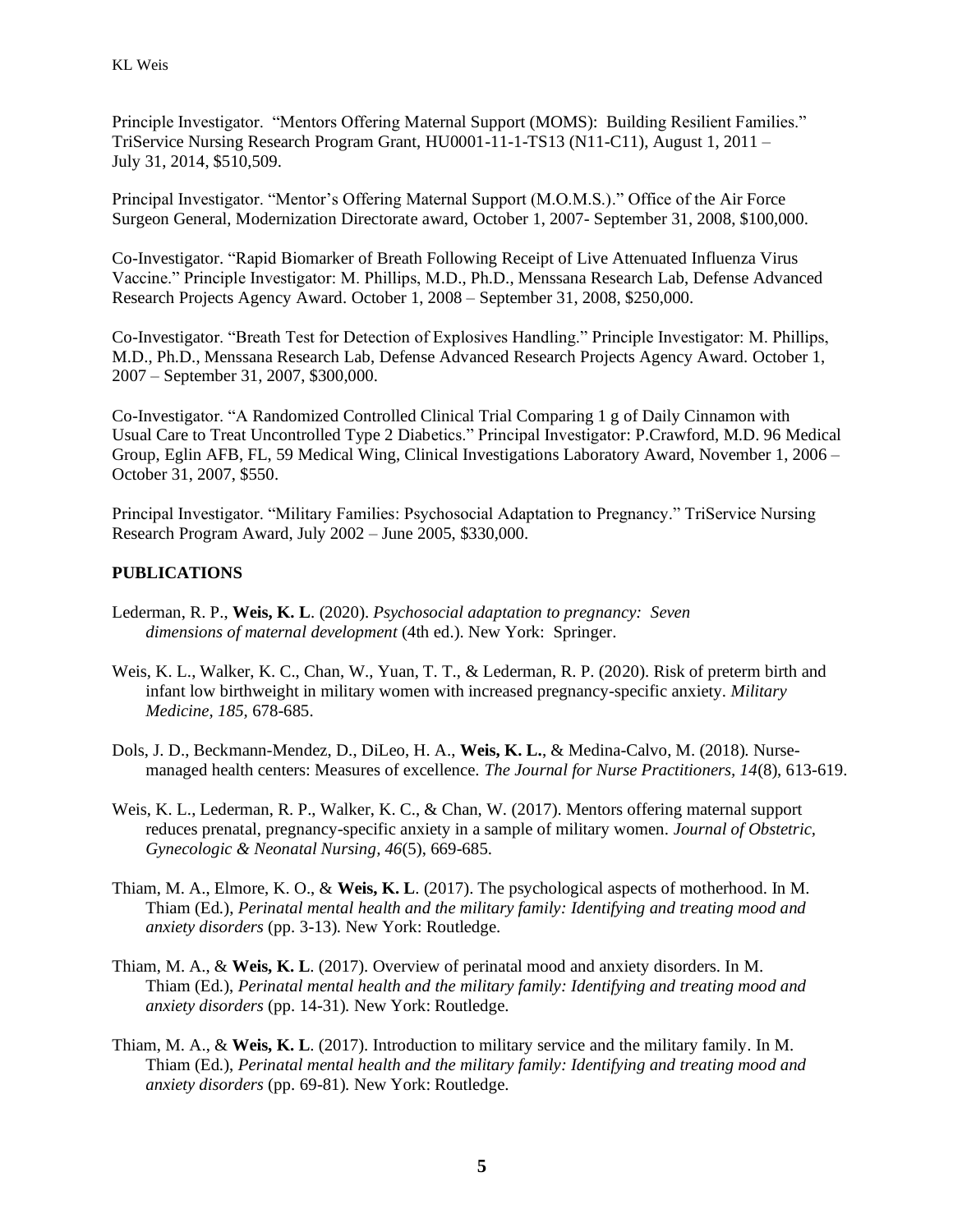Principle Investigator. "Mentors Offering Maternal Support (MOMS): Building Resilient Families." TriService Nursing Research Program Grant, HU0001-11-1-TS13 (N11-C11), August 1, 2011 – July 31, 2014, $510,509.

Principal Investigator. "Mentor's Offering Maternal Support (M.O.M.S.)." Office of the Air Force Surgeon General, Modernization Directorate award, October 1, 2007- September 31, 2008, $100,000.

Co-Investigator. "Rapid Biomarker of Breath Following Receipt of Live Attenuated Influenza Virus Vaccine." Principle Investigator: M. Phillips, M.D., Ph.D., Menssana Research Lab, Defense Advanced Research Projects Agency Award. October 1, 2008 – September 31, 2008, $250,000.

Co-Investigator. "Breath Test for Detection of Explosives Handling." Principle Investigator: M. Phillips, M.D., Ph.D., Menssana Research Lab, Defense Advanced Research Projects Agency Award. October 1, 2007 – September 31, 2007, $300,000.

Co-Investigator. "A Randomized Controlled Clinical Trial Comparing 1 g of Daily Cinnamon with Usual Care to Treat Uncontrolled Type 2 Diabetics." Principal Investigator: P.Crawford, M.D. 96 Medical Group, Eglin AFB, FL, 59 Medical Wing, Clinical Investigations Laboratory Award, November 1, 2006 – October 31, 2007, $550.

Principal Investigator. "Military Families: Psychosocial Adaptation to Pregnancy." TriService Nursing Research Program Award, July 2002 – June 2005, $330,000.

## PUBLICATIONS

Lederman, R. P., **Weis, K. L**. (2020). *Psychosocial adaptation to pregnancy: Seven dimensions of maternal development* (4th ed.). New York: Springer.

Weis, K. L., Walker, K. C., Chan, W., Yuan, T. T., & Lederman, R. P. (2020). Risk of preterm birth and infant low birthweight in military women with increased pregnancy-specific anxiety. *Military Medicine, 185,* 678-685.

Dols, J. D., Beckmann-Mendez, D., DiLeo, H. A., **Weis, K. L.**, & Medina-Calvo, M. (2018). Nurse-managed health centers: Measures of excellence. *The Journal for Nurse Practitioners*, *14*(8), 613-619.

Weis, K. L., Lederman, R. P., Walker, K. C., & Chan, W. (2017). Mentors offering maternal support reduces prenatal, pregnancy-specific anxiety in a sample of military women. *Journal of Obstetric, Gynecologic & Neonatal Nursing*, *46*(5), 669-685.

Thiam, M. A., Elmore, K. O., & **Weis, K. L**. (2017). The psychological aspects of motherhood. In M. Thiam (Ed.), *Perinatal mental health and the military family: Identifying and treating mood and anxiety disorders* (pp. 3-13). New York: Routledge.

Thiam, M. A., & **Weis, K. L**. (2017). Overview of perinatal mood and anxiety disorders. In M. Thiam (Ed.), *Perinatal mental health and the military family: Identifying and treating mood and anxiety disorders* (pp. 14-31). New York: Routledge.

Thiam, M. A., & **Weis, K. L**. (2017). Introduction to military service and the military family. In M. Thiam (Ed.), *Perinatal mental health and the military family: Identifying and treating mood and anxiety disorders* (pp. 69-81). New York: Routledge.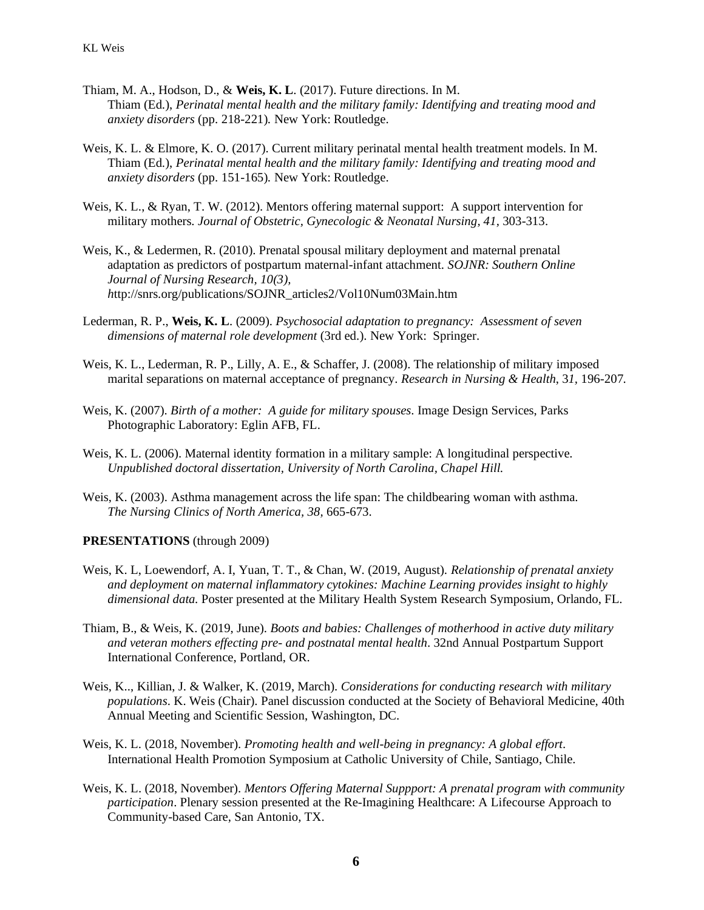Thiam, M. A., Hodson, D., & **Weis, K. L**. (2017). Future directions. In M. Thiam (Ed.), *Perinatal mental health and the military family: Identifying and treating mood and anxiety disorders* (pp. 218-221)*.* New York: Routledge.

Weis, K. L. & Elmore, K. O. (2017). Current military perinatal mental health treatment models. In M. Thiam (Ed.), *Perinatal mental health and the military family: Identifying and treating mood and anxiety disorders* (pp. 151-165)*.* New York: Routledge.

Weis, K. L., & Ryan, T. W. (2012). Mentors offering maternal support: A support intervention for military mothers. *Journal of Obstetric, Gynecologic & Neonatal Nursing, 41*, 303-313.

Weis, K., & Ledermen, R. (2010). Prenatal spousal military deployment and maternal prenatal adaptation as predictors of postpartum maternal-infant attachment. *SOJNR: Southern Online Journal of Nursing Research, 10(3), h*ttp://snrs.org/publications/SOJNR_articles2/Vol10Num03Main.htm

Lederman, R. P., **Weis, K. L**. (2009). *Psychosocial adaptation to pregnancy: Assessment of seven dimensions of maternal role development* (3rd ed.). New York: Springer.

Weis, K. L., Lederman, R. P., Lilly, A. E., & Schaffer, J. (2008). The relationship of military imposed marital separations on maternal acceptance of pregnancy. *Research in Nursing & Health*, 3*1*, 196-207*.*

Weis, K. (2007). *Birth of a mother: A guide for military spouses*. Image Design Services, Parks Photographic Laboratory: Eglin AFB, FL.

Weis, K. L. (2006). Maternal identity formation in a military sample: A longitudinal perspective*. Unpublished doctoral dissertation, University of North Carolina, Chapel Hill.*

Weis, K. (2003). Asthma management across the life span: The childbearing woman with asthma. *The Nursing Clinics of North America, 38*, 665-673.

**PRESENTATIONS** (through 2009)

Weis, K. L, Loewendorf, A. I, Yuan, T. T., & Chan, W. (2019, August). *Relationship of prenatal anxiety and deployment on maternal inflammatory cytokines: Machine Learning provides insight to highly dimensional data.* Poster presented at the Military Health System Research Symposium, Orlando, FL.

Thiam, B., & Weis, K. (2019, June). *Boots and babies: Challenges of motherhood in active duty military and veteran mothers effecting pre- and postnatal mental health*. 32nd Annual Postpartum Support International Conference, Portland, OR.

Weis, K.., Killian, J. & Walker, K. (2019, March). *Considerations for conducting research with military populations*. K. Weis (Chair). Panel discussion conducted at the Society of Behavioral Medicine, 40th Annual Meeting and Scientific Session, Washington, DC.

Weis, K. L. (2018, November). *Promoting health and well-being in pregnancy: A global effort*. International Health Promotion Symposium at Catholic University of Chile, Santiago, Chile.

Weis, K. L. (2018, November). *Mentors Offering Maternal Suppport: A prenatal program with community participation*. Plenary session presented at the Re-Imagining Healthcare: A Lifecourse Approach to Community-based Care, San Antonio, TX.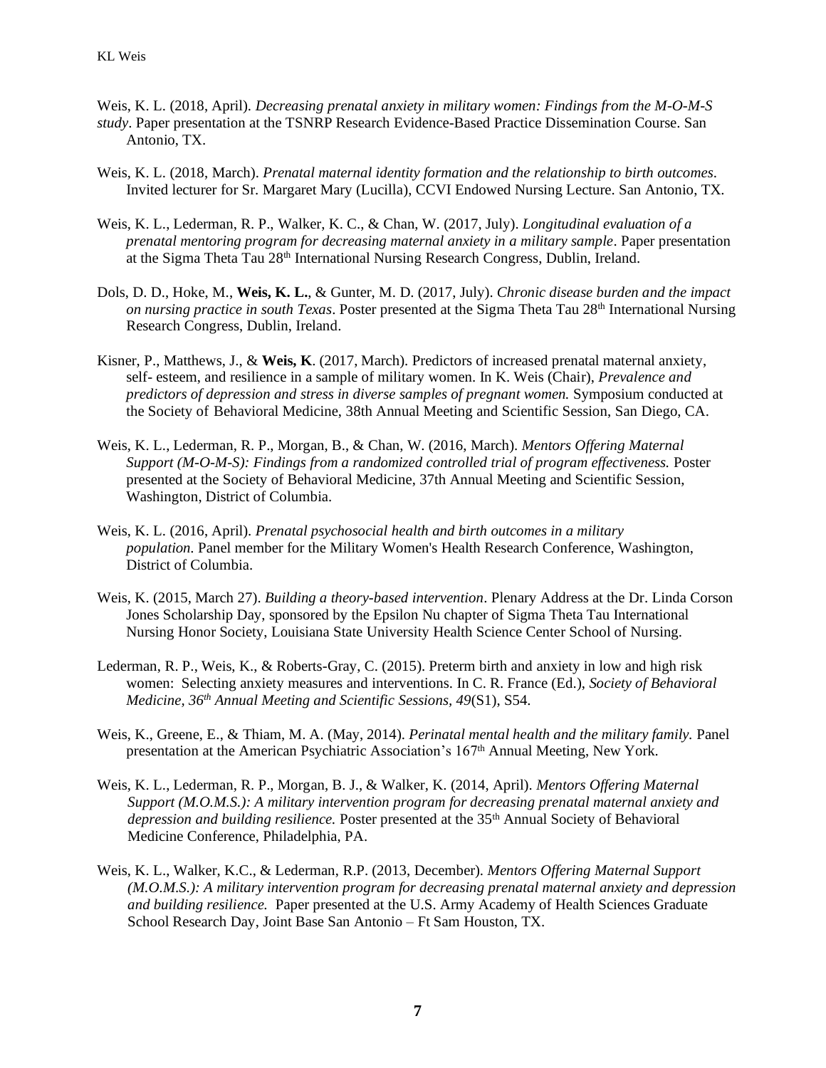Weis, K. L. (2018, April). *Decreasing prenatal anxiety in military women: Findings from the M-O-M-S study*. Paper presentation at the TSNRP Research Evidence-Based Practice Dissemination Course. San Antonio, TX.

Weis, K. L. (2018, March). *Prenatal maternal identity formation and the relationship to birth outcomes*. Invited lecturer for Sr. Margaret Mary (Lucilla), CCVI Endowed Nursing Lecture. San Antonio, TX.

Weis, K. L., Lederman, R. P., Walker, K. C., & Chan, W. (2017, July). *Longitudinal evaluation of a prenatal mentoring program for decreasing maternal anxiety in a military sample*. Paper presentation at the Sigma Theta Tau 28th International Nursing Research Congress, Dublin, Ireland.

Dols, D. D., Hoke, M., **Weis, K. L.**, & Gunter, M. D. (2017, July). *Chronic disease burden and the impact on nursing practice in south Texas*. Poster presented at the Sigma Theta Tau 28th International Nursing Research Congress, Dublin, Ireland.

Kisner, P., Matthews, J., & **Weis, K**. (2017, March). Predictors of increased prenatal maternal anxiety, self- esteem, and resilience in a sample of military women. In K. Weis (Chair), *Prevalence and predictors of depression and stress in diverse samples of pregnant women.* Symposium conducted at the Society of Behavioral Medicine, 38th Annual Meeting and Scientific Session, San Diego, CA.

Weis, K. L., Lederman, R. P., Morgan, B., & Chan, W. (2016, March). *Mentors Offering Maternal Support (M-O-M-S): Findings from a randomized controlled trial of program effectiveness.* Poster presented at the Society of Behavioral Medicine, 37th Annual Meeting and Scientific Session, Washington, District of Columbia.

Weis, K. L. (2016, April). *Prenatal psychosocial health and birth outcomes in a military population.* Panel member for the Military Women's Health Research Conference, Washington, District of Columbia.

Weis, K. (2015, March 27). *Building a theory-based intervention*. Plenary Address at the Dr. Linda Corson Jones Scholarship Day, sponsored by the Epsilon Nu chapter of Sigma Theta Tau International Nursing Honor Society, Louisiana State University Health Science Center School of Nursing.

Lederman, R. P., Weis, K., & Roberts-Gray, C. (2015). Preterm birth and anxiety in low and high risk women: Selecting anxiety measures and interventions. In C. R. France (Ed.), *Society of Behavioral Medicine, 36th Annual Meeting and Scientific Sessions, 49*(S1), S54.

Weis, K., Greene, E., & Thiam, M. A. (May, 2014). *Perinatal mental health and the military family.* Panel presentation at the American Psychiatric Association's 167th Annual Meeting, New York.

Weis, K. L., Lederman, R. P., Morgan, B. J., & Walker, K. (2014, April). *Mentors Offering Maternal Support (M.O.M.S.): A military intervention program for decreasing prenatal maternal anxiety and depression and building resilience.* Poster presented at the 35th Annual Society of Behavioral Medicine Conference, Philadelphia, PA.

Weis, K. L., Walker, K.C., & Lederman, R.P. (2013, December). *Mentors Offering Maternal Support (M.O.M.S.): A military intervention program for decreasing prenatal maternal anxiety and depression and building resilience.* Paper presented at the U.S. Army Academy of Health Sciences Graduate School Research Day, Joint Base San Antonio – Ft Sam Houston, TX.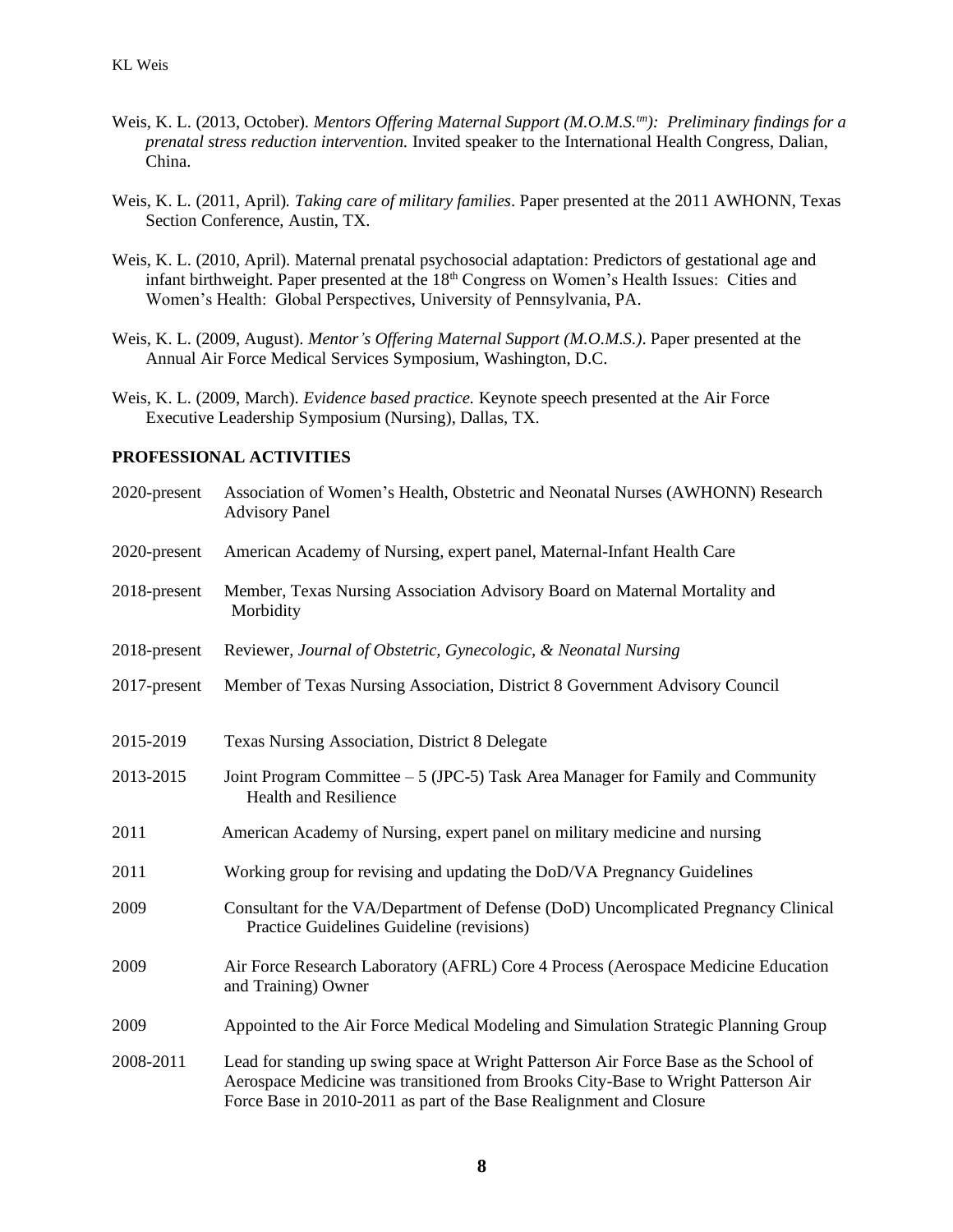Weis, K. L. (2013, October). *Mentors Offering Maternal Support (M.O.M.S.^tm): Preliminary findings for a prenatal stress reduction intervention.* Invited speaker to the International Health Congress, Dalian, China.

Weis, K. L. (2011, April). *Taking care of military families*. Paper presented at the 2011 AWHONN, Texas Section Conference, Austin, TX.

Weis, K. L. (2010, April). Maternal prenatal psychosocial adaptation: Predictors of gestational age and infant birthweight. Paper presented at the 18th Congress on Women's Health Issues: Cities and Women's Health: Global Perspectives, University of Pennsylvania, PA.

Weis, K. L. (2009, August). *Mentor's Offering Maternal Support (M.O.M.S.)*. Paper presented at the Annual Air Force Medical Services Symposium, Washington, D.C.

Weis, K. L. (2009, March). *Evidence based practice.* Keynote speech presented at the Air Force Executive Leadership Symposium (Nursing), Dallas, TX.

**PROFESSIONAL ACTIVITIES**

| | |
|---|---|
| 2020-present | Association of Women's Health, Obstetric and Neonatal Nurses (AWHONN) Research Advisory Panel |
| 2020-present | American Academy of Nursing, expert panel, Maternal-Infant Health Care |
| 2018-present | Member, Texas Nursing Association Advisory Board on Maternal Mortality and Morbidity |
| 2018-present | Reviewer, *Journal of Obstetric, Gynecologic, & Neonatal Nursing* |
| 2017-present | Member of Texas Nursing Association, District 8 Government Advisory Council |
| 2015-2019 | Texas Nursing Association, District 8 Delegate |
| 2013-2015 | Joint Program Committee – 5 (JPC-5) Task Area Manager for Family and Community Health and Resilience |
| 2011 | American Academy of Nursing, expert panel on military medicine and nursing |
| 2011 | Working group for revising and updating the DoD/VA Pregnancy Guidelines |
| 2009 | Consultant for the VA/Department of Defense (DoD) Uncomplicated Pregnancy Clinical Practice Guidelines Guideline (revisions) |
| 2009 | Air Force Research Laboratory (AFRL) Core 4 Process (Aerospace Medicine Education and Training) Owner |
| 2009 | Appointed to the Air Force Medical Modeling and Simulation Strategic Planning Group |
| 2008-2011 | Lead for standing up swing space at Wright Patterson Air Force Base as the School of Aerospace Medicine was transitioned from Brooks City-Base to Wright Patterson Air Force Base in 2010-2011 as part of the Base Realignment and Closure |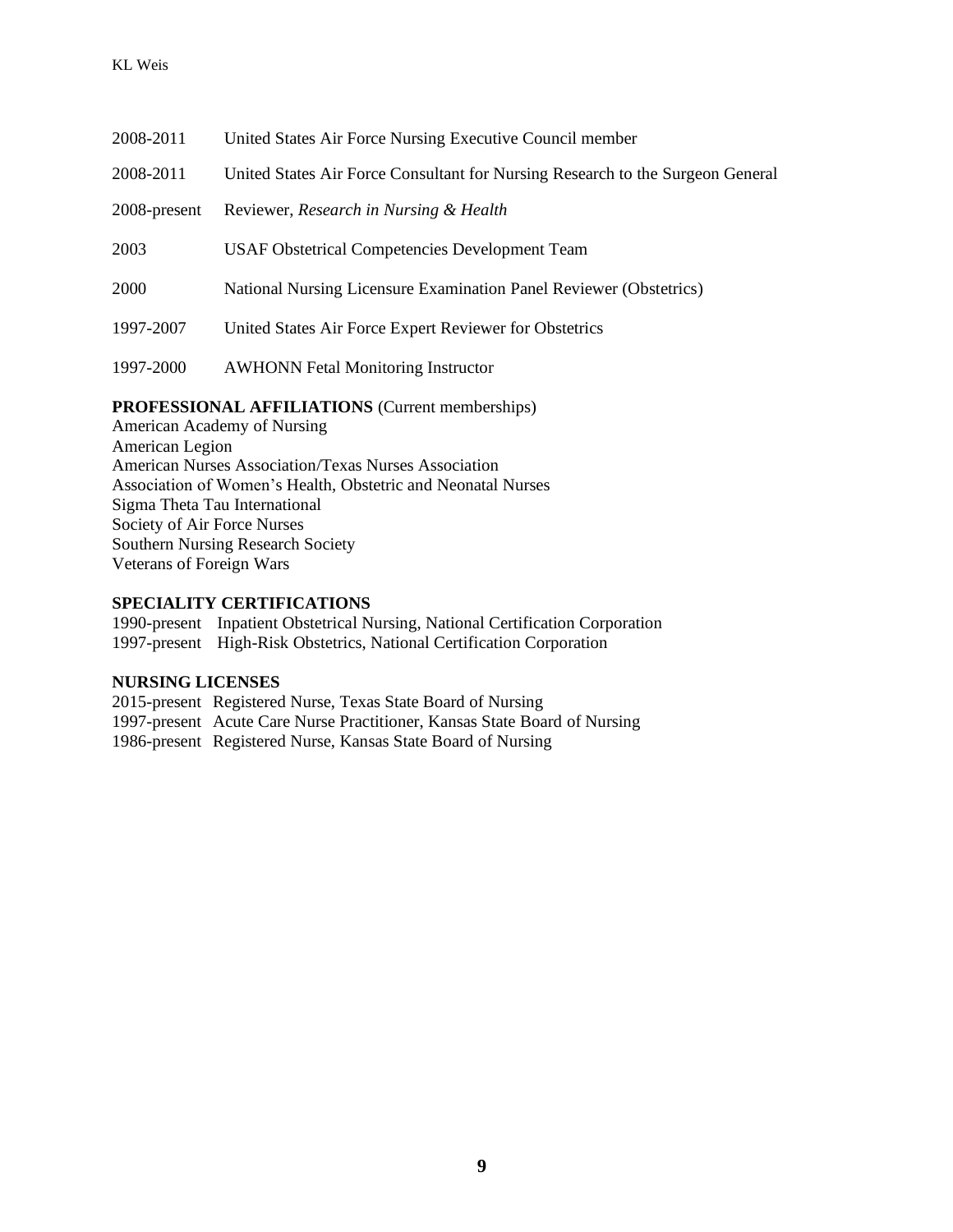| | |
|---|---|
| 2008-2011 | United States Air Force Nursing Executive Council member |
| 2008-2011 | United States Air Force Consultant for Nursing Research to the Surgeon General |
| 2008-present | Reviewer, *Research in Nursing & Health* |
| 2003 | USAF Obstetrical Competencies Development Team |
| 2000 | National Nursing Licensure Examination Panel Reviewer (Obstetrics) |
| 1997-2007 | United States Air Force Expert Reviewer for Obstetrics |
| 1997-2000 | AWHONN Fetal Monitoring Instructor |

**PROFESSIONAL AFFILIATIONS** (Current memberships)

American Academy of Nursing
American Legion
American Nurses Association/Texas Nurses Association
Association of Women's Health, Obstetric and Neonatal Nurses
Sigma Theta Tau International
Society of Air Force Nurses
Southern Nursing Research Society
Veterans of Foreign Wars

**SPECIALITY CERTIFICATIONS**

1990-present Inpatient Obstetrical Nursing, National Certification Corporation
1997-present High-Risk Obstetrics, National Certification Corporation

**NURSING LICENSES**

2015-present Registered Nurse, Texas State Board of Nursing
1997-present Acute Care Nurse Practitioner, Kansas State Board of Nursing
1986-present Registered Nurse, Kansas State Board of Nursing